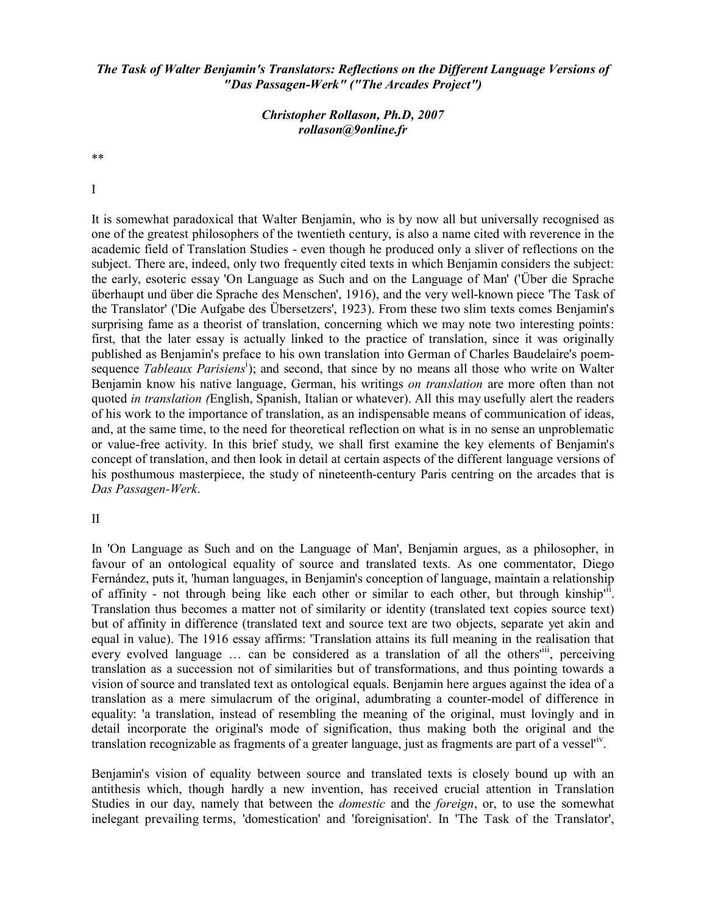***The Task of Walter Benjamin's Translators: Reflections on the Different Language Versions of "Das Passagen-Werk" ("The Arcades Project")***

***Christopher Rollason, Ph.D, 2007***
***rollason@9online.fr***

**

I

It is somewhat paradoxical that Walter Benjamin, who is by now all but universally recognised as one of the greatest philosophers of the twentieth century, is also a name cited with reverence in the academic field of Translation Studies - even though he produced only a sliver of reflections on the subject. There are, indeed, only two frequently cited texts in which Benjamin considers the subject: the early, esoteric essay 'On Language as Such and on the Language of Man' ('Über die Sprache überhaupt und über die Sprache des Menschen', 1916), and the very well-known piece 'The Task of the Translator' ('Die Aufgabe des Übersetzers', 1923). From these two slim texts comes Benjamin's surprising fame as a theorist of translation, concerning which we may note two interesting points: first, that the later essay is actually linked to the practice of translation, since it was originally published as Benjamin's preface to his own translation into German of Charles Baudelaire's poem-sequence *Tableaux Parisiens*[i]); and second, that since by no means all those who write on Walter Benjamin know his native language, German, his writings *on translation* are more often than not quoted *in translation (*English, Spanish, Italian or whatever). All this may usefully alert the readers of his work to the importance of translation, as an indispensable means of communication of ideas, and, at the same time, to the need for theoretical reflection on what is in no sense an unproblematic or value-free activity. In this brief study, we shall first examine the key elements of Benjamin's concept of translation, and then look in detail at certain aspects of the different language versions of his posthumous masterpiece, the study of nineteenth-century Paris centring on the arcades that is *Das Passagen-Werk*.

II

In 'On Language as Such and on the Language of Man', Benjamin argues, as a philosopher, in favour of an ontological equality of source and translated texts. As one commentator, Diego Fernández, puts it, 'human languages, in Benjamin's conception of language, maintain a relationship of affinity - not through being like each other or similar to each other, but through kinship'[ii]. Translation thus becomes a matter not of similarity or identity (translated text copies source text) but of affinity in difference (translated text and source text are two objects, separate yet akin and equal in value). The 1916 essay affirms: 'Translation attains its full meaning in the realisation that every evolved language … can be considered as a translation of all the others'[iii], perceiving translation as a succession not of similarities but of transformations, and thus pointing towards a vision of source and translated text as ontological equals. Benjamin here argues against the idea of a translation as a mere simulacrum of the original, adumbrating a counter-model of difference in equality: 'a translation, instead of resembling the meaning of the original, must lovingly and in detail incorporate the original's mode of signification, thus making both the original and the translation recognizable as fragments of a greater language, just as fragments are part of a vessel'[iv].

Benjamin's vision of equality between source and translated texts is closely bound up with an antithesis which, though hardly a new invention, has received crucial attention in Translation Studies in our day, namely that between the *domestic* and the *foreign*, or, to use the somewhat inelegant prevailing terms, 'domestication' and 'foreignisation'. In 'The Task of the Translator',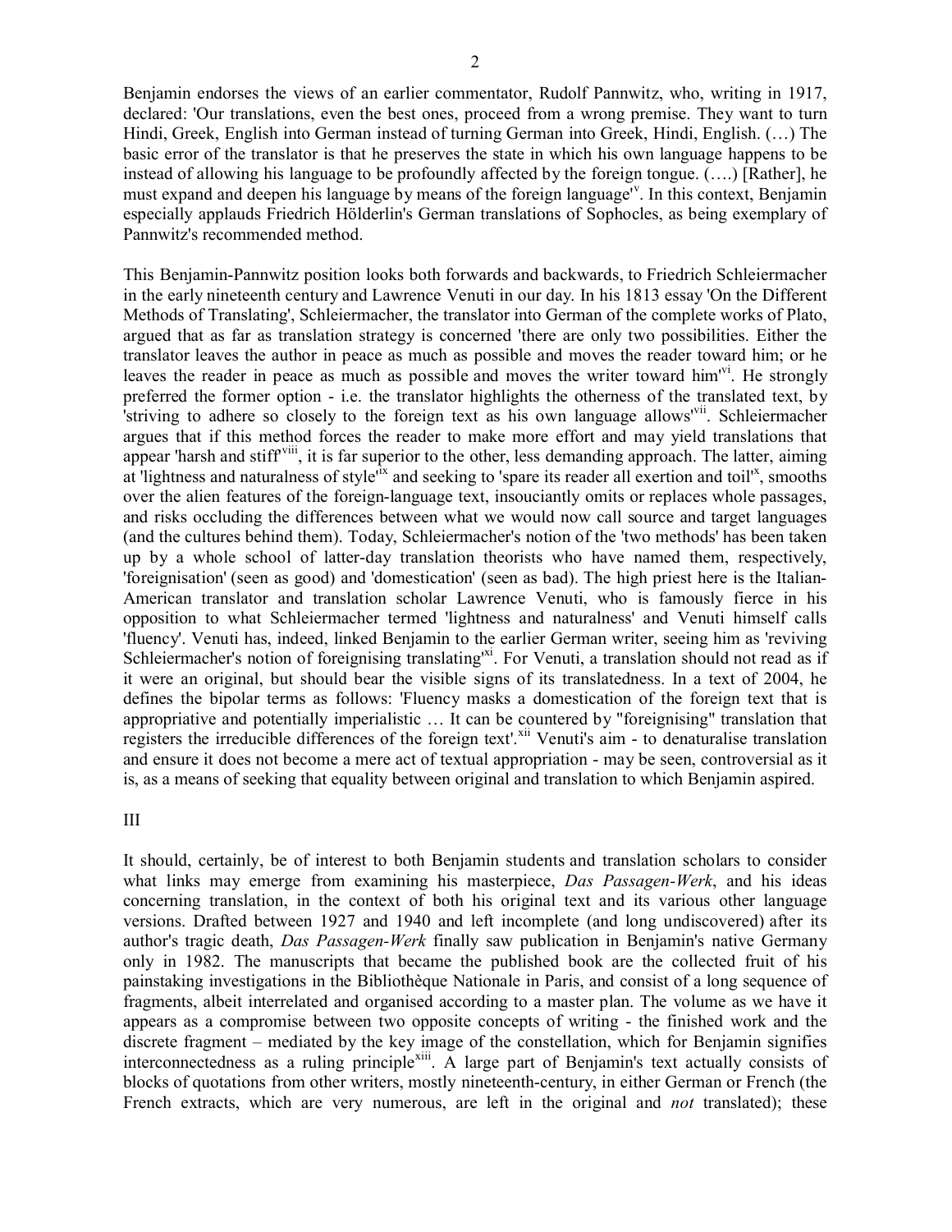Benjamin endorses the views of an earlier commentator, Rudolf Pannwitz, who, writing in 1917, declared: 'Our translations, even the best ones, proceed from a wrong premise. They want to turn Hindi, Greek, English into German instead of turning German into Greek, Hindi, English. (…) The basic error of the translator is that he preserves the state in which his own language happens to be instead of allowing his language to be profoundly affected by the foreign tongue. (….) [Rather], he must expand and deepen his language by means of the foreign language'[v]. In this context, Benjamin especially applauds Friedrich Hölderlin's German translations of Sophocles, as being exemplary of Pannwitz's recommended method.

This Benjamin-Pannwitz position looks both forwards and backwards, to Friedrich Schleiermacher in the early nineteenth century and Lawrence Venuti in our day. In his 1813 essay 'On the Different Methods of Translating', Schleiermacher, the translator into German of the complete works of Plato, argued that as far as translation strategy is concerned 'there are only two possibilities. Either the translator leaves the author in peace as much as possible and moves the reader toward him; or he leaves the reader in peace as much as possible and moves the writer toward him'[vi]. He strongly preferred the former option - i.e. the translator highlights the otherness of the translated text, by 'striving to adhere so closely to the foreign text as his own language allows'[vii]. Schleiermacher argues that if this method forces the reader to make more effort and may yield translations that appear 'harsh and stiff'[viii], it is far superior to the other, less demanding approach. The latter, aiming at 'lightness and naturalness of style'[ix] and seeking to 'spare its reader all exertion and toil'[x], smooths over the alien features of the foreign-language text, insouciantly omits or replaces whole passages, and risks occluding the differences between what we would now call source and target languages (and the cultures behind them). Today, Schleiermacher's notion of the 'two methods' has been taken up by a whole school of latter-day translation theorists who have named them, respectively, 'foreignisation' (seen as good) and 'domestication' (seen as bad). The high priest here is the Italian-American translator and translation scholar Lawrence Venuti, who is famously fierce in his opposition to what Schleiermacher termed 'lightness and naturalness' and Venuti himself calls 'fluency'. Venuti has, indeed, linked Benjamin to the earlier German writer, seeing him as 'reviving Schleiermacher's notion of foreignising translating'[xi]. For Venuti, a translation should not read as if it were an original, but should bear the visible signs of its translatedness. In a text of 2004, he defines the bipolar terms as follows: 'Fluency masks a domestication of the foreign text that is appropriative and potentially imperialistic … It can be countered by "foreignising" translation that registers the irreducible differences of the foreign text'.[xii] Venuti's aim - to denaturalise translation and ensure it does not become a mere act of textual appropriation - may be seen, controversial as it is, as a means of seeking that equality between original and translation to which Benjamin aspired.

## III

It should, certainly, be of interest to both Benjamin students and translation scholars to consider what links may emerge from examining his masterpiece, *Das Passagen-Werk*, and his ideas concerning translation, in the context of both his original text and its various other language versions. Drafted between 1927 and 1940 and left incomplete (and long undiscovered) after its author's tragic death, *Das Passagen-Werk* finally saw publication in Benjamin's native Germany only in 1982. The manuscripts that became the published book are the collected fruit of his painstaking investigations in the Bibliothèque Nationale in Paris, and consist of a long sequence of fragments, albeit interrelated and organised according to a master plan. The volume as we have it appears as a compromise between two opposite concepts of writing - the finished work and the discrete fragment – mediated by the key image of the constellation, which for Benjamin signifies interconnectedness as a ruling principle[xiii]. A large part of Benjamin's text actually consists of blocks of quotations from other writers, mostly nineteenth-century, in either German or French (the French extracts, which are very numerous, are left in the original and *not* translated); these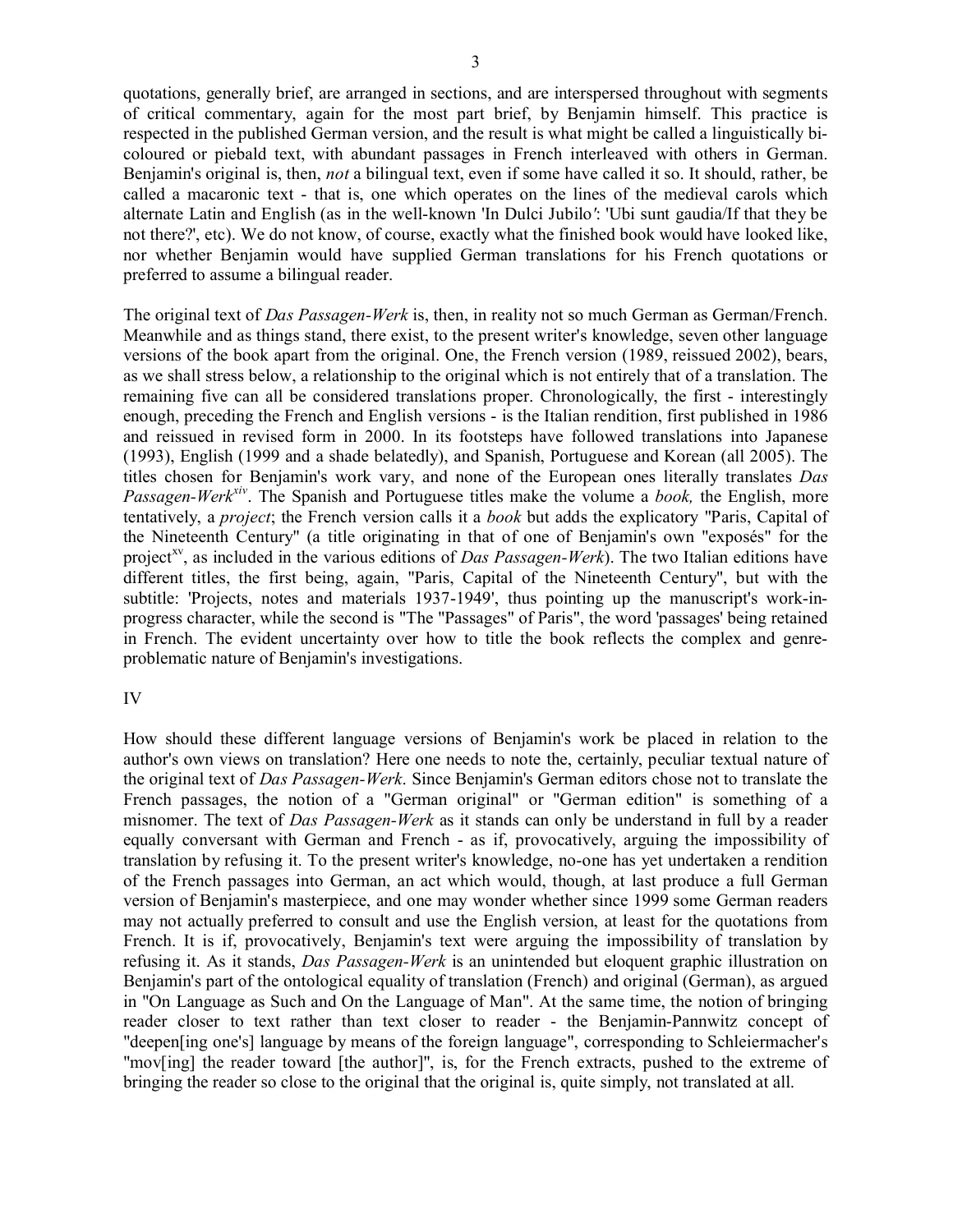quotations, generally brief, are arranged in sections, and are interspersed throughout with segments of critical commentary, again for the most part brief, by Benjamin himself. This practice is respected in the published German version, and the result is what might be called a linguistically bi-coloured or piebald text, with abundant passages in French interleaved with others in German. Benjamin's original is, then, *not* a bilingual text, even if some have called it so. It should, rather, be called a macaronic text - that is, one which operates on the lines of the medieval carols which alternate Latin and English (as in the well-known 'In Dulci Jubilo': 'Ubi sunt gaudia/If that they be not there?', etc). We do not know, of course, exactly what the finished book would have looked like, nor whether Benjamin would have supplied German translations for his French quotations or preferred to assume a bilingual reader.

The original text of *Das Passagen-Werk* is, then, in reality not so much German as German/French. Meanwhile and as things stand, there exist, to the present writer's knowledge, seven other language versions of the book apart from the original. One, the French version (1989, reissued 2002), bears, as we shall stress below, a relationship to the original which is not entirely that of a translation. The remaining five can all be considered translations proper. Chronologically, the first - interestingly enough, preceding the French and English versions - is the Italian rendition, first published in 1986 and reissued in revised form in 2000. In its footsteps have followed translations into Japanese (1993), English (1999 and a shade belatedly), and Spanish, Portuguese and Korean (all 2005). The titles chosen for Benjamin's work vary, and none of the European ones literally translates *Das Passagen-Werk*[xiv]. The Spanish and Portuguese titles make the volume a *book,* the English, more tentatively, a *project*; the French version calls it a *book* but adds the explicatory "Paris, Capital of the Nineteenth Century" (a title originating in that of one of Benjamin's own "exposés" for the project[xv], as included in the various editions of *Das Passagen-Werk*). The two Italian editions have different titles, the first being, again, "Paris, Capital of the Nineteenth Century", but with the subtitle: 'Projects, notes and materials 1937-1949', thus pointing up the manuscript's work-in-progress character, while the second is "The "Passages" of Paris", the word 'passages' being retained in French. The evident uncertainty over how to title the book reflects the complex and genre-problematic nature of Benjamin's investigations.

## IV

How should these different language versions of Benjamin's work be placed in relation to the author's own views on translation? Here one needs to note the, certainly, peculiar textual nature of the original text of *Das Passagen-Werk*. Since Benjamin's German editors chose not to translate the French passages, the notion of a "German original" or "German edition" is something of a misnomer. The text of *Das Passagen-Werk* as it stands can only be understand in full by a reader equally conversant with German and French - as if, provocatively, arguing the impossibility of translation by refusing it. To the present writer's knowledge, no-one has yet undertaken a rendition of the French passages into German, an act which would, though, at last produce a full German version of Benjamin's masterpiece, and one may wonder whether since 1999 some German readers may not actually preferred to consult and use the English version, at least for the quotations from French. It is if, provocatively, Benjamin's text were arguing the impossibility of translation by refusing it. As it stands, *Das Passagen-Werk* is an unintended but eloquent graphic illustration on Benjamin's part of the ontological equality of translation (French) and original (German), as argued in "On Language as Such and On the Language of Man". At the same time, the notion of bringing reader closer to text rather than text closer to reader - the Benjamin-Pannwitz concept of "deepen[ing one's] language by means of the foreign language", corresponding to Schleiermacher's "mov[ing] the reader toward [the author]", is, for the French extracts, pushed to the extreme of bringing the reader so close to the original that the original is, quite simply, not translated at all.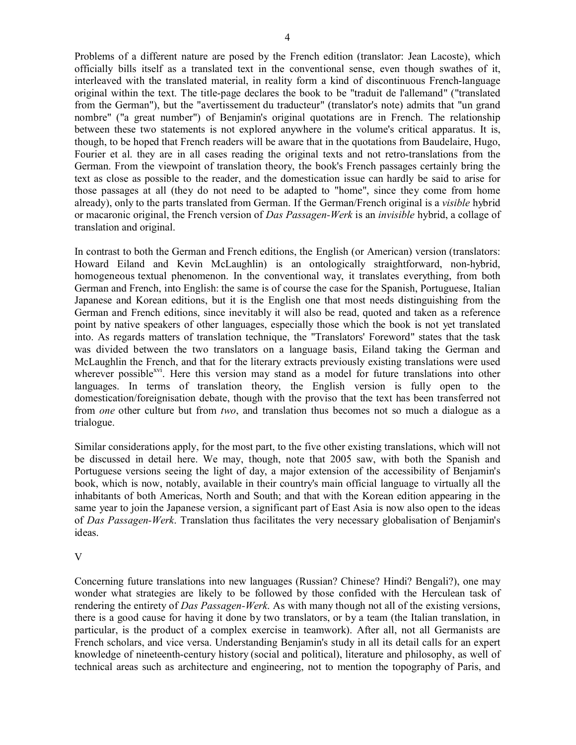Problems of a different nature are posed by the French edition (translator: Jean Lacoste), which officially bills itself as a translated text in the conventional sense, even though swathes of it, interleaved with the translated material, in reality form a kind of discontinuous French-language original within the text. The title-page declares the book to be "traduit de l'allemand" ("translated from the German"), but the "avertissement du traducteur" (translator's note) admits that "un grand nombre" ("a great number") of Benjamin's original quotations are in French. The relationship between these two statements is not explored anywhere in the volume's critical apparatus. It is, though, to be hoped that French readers will be aware that in the quotations from Baudelaire, Hugo, Fourier et al. they are in all cases reading the original texts and not retro-translations from the German. From the viewpoint of translation theory, the book's French passages certainly bring the text as close as possible to the reader, and the domestication issue can hardly be said to arise for those passages at all (they do not need to be adapted to "home", since they come from home already), only to the parts translated from German. If the German/French original is a *visible* hybrid or macaronic original, the French version of *Das Passagen-Werk* is an *invisible* hybrid, a collage of translation and original.

In contrast to both the German and French editions, the English (or American) version (translators: Howard Eiland and Kevin McLaughlin) is an ontologically straightforward, non-hybrid, homogeneous textual phenomenon. In the conventional way, it translates everything, from both German and French, into English: the same is of course the case for the Spanish, Portuguese, Italian Japanese and Korean editions, but it is the English one that most needs distinguishing from the German and French editions, since inevitably it will also be read, quoted and taken as a reference point by native speakers of other languages, especially those which the book is not yet translated into. As regards matters of translation technique, the "Translators' Foreword" states that the task was divided between the two translators on a language basis, Eiland taking the German and McLaughlin the French, and that for the literary extracts previously existing translations were used wherever possible[xvi]. Here this version may stand as a model for future translations into other languages. In terms of translation theory, the English version is fully open to the domestication/foreignisation debate, though with the proviso that the text has been transferred not from *one* other culture but from *two*, and translation thus becomes not so much a dialogue as a trialogue.

Similar considerations apply, for the most part, to the five other existing translations, which will not be discussed in detail here. We may, though, note that 2005 saw, with both the Spanish and Portuguese versions seeing the light of day, a major extension of the accessibility of Benjamin's book, which is now, notably, available in their country's main official language to virtually all the inhabitants of both Americas, North and South; and that with the Korean edition appearing in the same year to join the Japanese version, a significant part of East Asia is now also open to the ideas of *Das Passagen-Werk*. Translation thus facilitates the very necessary globalisation of Benjamin's ideas.

## V

Concerning future translations into new languages (Russian? Chinese? Hindi? Bengali?), one may wonder what strategies are likely to be followed by those confided with the Herculean task of rendering the entirety of *Das Passagen-Werk*. As with many though not all of the existing versions, there is a good cause for having it done by two translators, or by a team (the Italian translation, in particular, is the product of a complex exercise in teamwork). After all, not all Germanists are French scholars, and vice versa. Understanding Benjamin's study in all its detail calls for an expert knowledge of nineteenth-century history (social and political), literature and philosophy, as well of technical areas such as architecture and engineering, not to mention the topography of Paris, and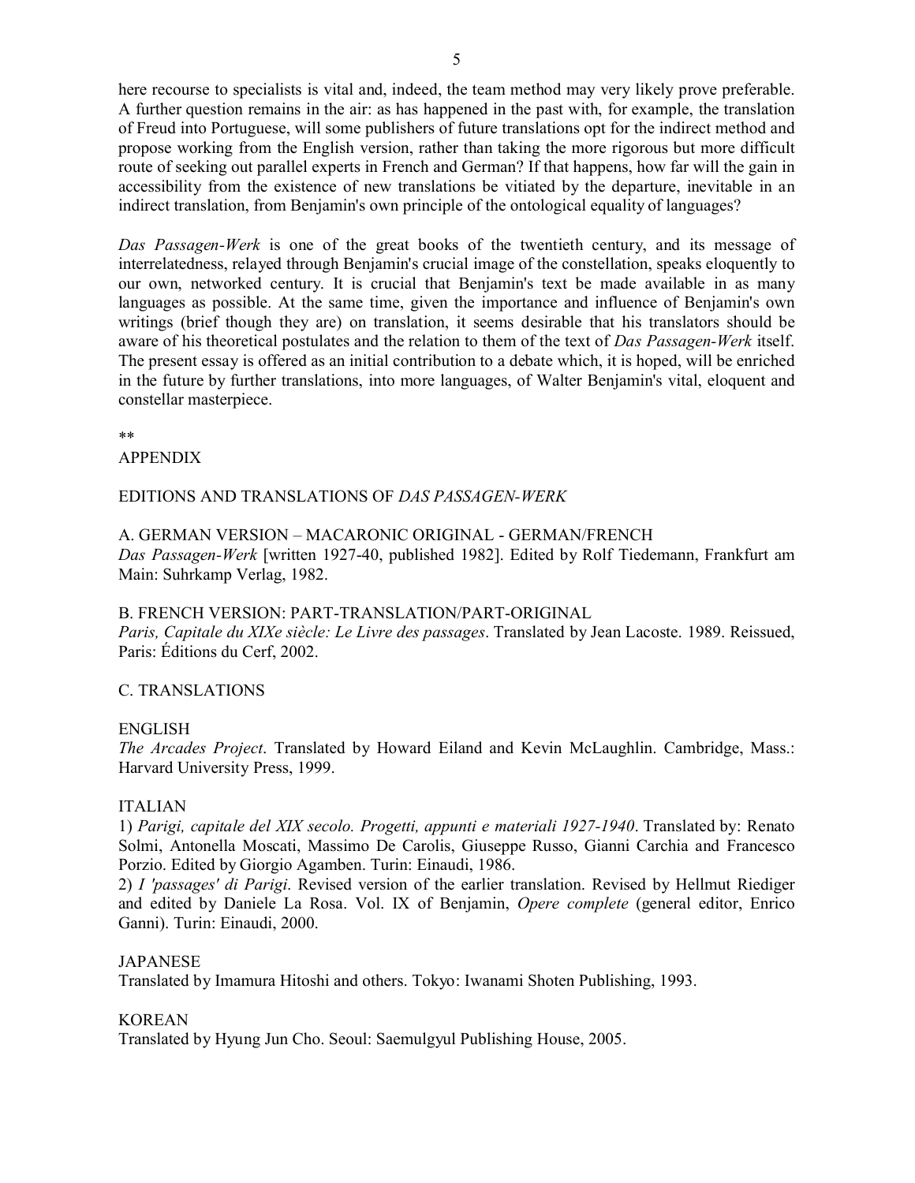here recourse to specialists is vital and, indeed, the team method may very likely prove preferable. A further question remains in the air: as has happened in the past with, for example, the translation of Freud into Portuguese, will some publishers of future translations opt for the indirect method and propose working from the English version, rather than taking the more rigorous but more difficult route of seeking out parallel experts in French and German? If that happens, how far will the gain in accessibility from the existence of new translations be vitiated by the departure, inevitable in an indirect translation, from Benjamin's own principle of the ontological equality of languages?

*Das Passagen-Werk* is one of the great books of the twentieth century, and its message of interrelatedness, relayed through Benjamin's crucial image of the constellation, speaks eloquently to our own, networked century. It is crucial that Benjamin's text be made available in as many languages as possible. At the same time, given the importance and influence of Benjamin's own writings (brief though they are) on translation, it seems desirable that his translators should be aware of his theoretical postulates and the relation to them of the text of *Das Passagen-Werk* itself. The present essay is offered as an initial contribution to a debate which, it is hoped, will be enriched in the future by further translations, into more languages, of Walter Benjamin's vital, eloquent and constellar masterpiece.

**

## APPENDIX

### EDITIONS AND TRANSLATIONS OF *DAS PASSAGEN-WERK*

A. GERMAN VERSION – MACARONIC ORIGINAL - GERMAN/FRENCH
*Das Passagen-Werk* [written 1927-40, published 1982]. Edited by Rolf Tiedemann, Frankfurt am Main: Suhrkamp Verlag, 1982.

B. FRENCH VERSION: PART-TRANSLATION/PART-ORIGINAL
*Paris, Capitale du XIXe siècle: Le Livre des passages*. Translated by Jean Lacoste. 1989. Reissued, Paris: Éditions du Cerf, 2002.

C. TRANSLATIONS

ENGLISH
*The Arcades Project*. Translated by Howard Eiland and Kevin McLaughlin. Cambridge, Mass.: Harvard University Press, 1999.

ITALIAN
1) *Parigi, capitale del XIX secolo. Progetti, appunti e materiali 1927-1940*. Translated by: Renato Solmi, Antonella Moscati, Massimo De Carolis, Giuseppe Russo, Gianni Carchia and Francesco Porzio. Edited by Giorgio Agamben. Turin: Einaudi, 1986.
2) *I 'passages' di Parigi*. Revised version of the earlier translation. Revised by Hellmut Riediger and edited by Daniele La Rosa. Vol. IX of Benjamin, *Opere complete* (general editor, Enrico Ganni). Turin: Einaudi, 2000.

JAPANESE
Translated by Imamura Hitoshi and others. Tokyo: Iwanami Shoten Publishing, 1993.

KOREAN
Translated by Hyung Jun Cho. Seoul: Saemulgyul Publishing House, 2005.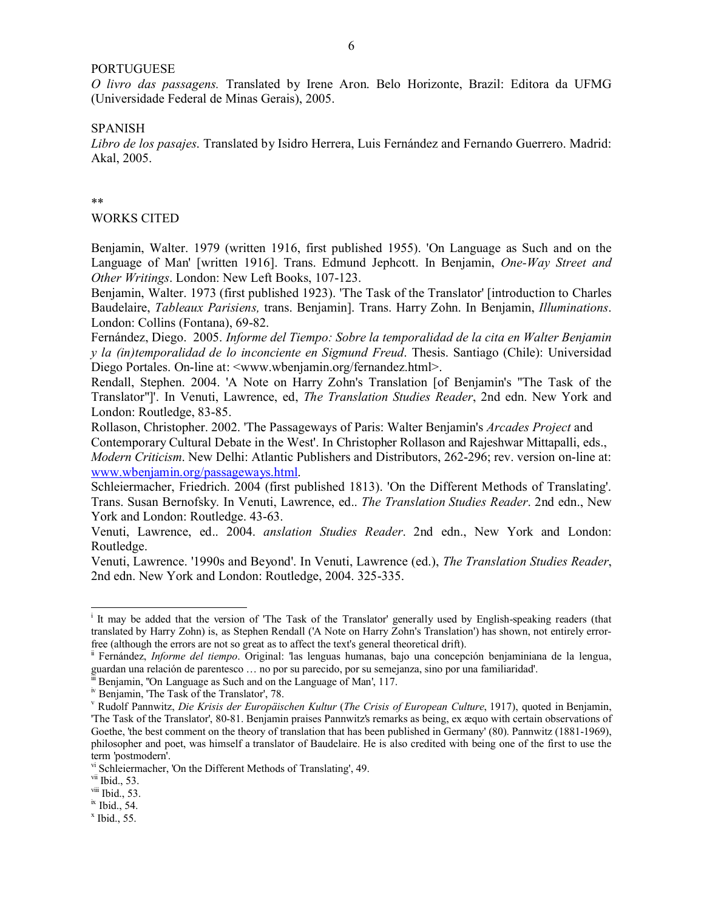PORTUGUESE

*O livro das passagens.* Translated by Irene Aron. Belo Horizonte, Brazil: Editora da UFMG (Universidade Federal de Minas Gerais), 2005.

SPANISH

*Libro de los pasajes*. Translated by Isidro Herrera, Luis Fernández and Fernando Guerrero. Madrid: Akal, 2005.

**

WORKS CITED

Benjamin, Walter. 1979 (written 1916, first published 1955). 'On Language as Such and on the Language of Man' [written 1916]. Trans. Edmund Jephcott. In Benjamin, *One-Way Street and Other Writings*. London: New Left Books, 107-123.

Benjamin, Walter. 1973 (first published 1923). 'The Task of the Translator' [introduction to Charles Baudelaire, *Tableaux Parisiens,* trans. Benjamin]. Trans. Harry Zohn. In Benjamin, *Illuminations*. London: Collins (Fontana), 69-82.

Fernández, Diego. 2005. *Informe del Tiempo: Sobre la temporalidad de la cita en Walter Benjamin y la (in)temporalidad de lo inconciente en Sigmund Freud*. Thesis. Santiago (Chile): Universidad Diego Portales. On-line at: <www.wbenjamin.org/fernandez.html>.

Rendall, Stephen. 2004. 'A Note on Harry Zohn's Translation [of Benjamin's "The Task of the Translator"]'. In Venuti, Lawrence, ed, *The Translation Studies Reader*, 2nd edn. New York and London: Routledge, 83-85.

Rollason, Christopher. 2002. 'The Passageways of Paris: Walter Benjamin's *Arcades Project* and Contemporary Cultural Debate in the West'. In Christopher Rollason and Rajeshwar Mittapalli, eds., *Modern Criticism*. New Delhi: Atlantic Publishers and Distributors, 262-296; rev. version on-line at: www.wbenjamin.org/passageways.html.

Schleiermacher, Friedrich. 2004 (first published 1813). 'On the Different Methods of Translating'. Trans. Susan Bernofsky. In Venuti, Lawrence, ed.. *The Translation Studies Reader*. 2nd edn., New York and London: Routledge. 43-63.

Venuti, Lawrence, ed.. 2004. *anslation Studies Reader*. 2nd edn., New York and London: Routledge.

Venuti, Lawrence. '1990s and Beyond'. In Venuti, Lawrence (ed.), *The Translation Studies Reader*, 2nd edn. New York and London: Routledge, 2004. 325-335.

---

[i] It may be added that the version of 'The Task of the Translator' generally used by English-speaking readers (that translated by Harry Zohn) is, as Stephen Rendall ('A Note on Harry Zohn's Translation') has shown, not entirely error-free (although the errors are not so great as to affect the text's general theoretical drift).

[ii] Fernández, *Informe del tiempo*. Original: 'las lenguas humanas, bajo una concepción benjaminiana de la lengua, guardan una relación de parentesco … no por su parecido, por su semejanza, sino por una familiaridad'.

[iii] Benjamin, "On Language as Such and on the Language of Man', 117.

[iv] Benjamin, 'The Task of the Translator', 78.

[v] Rudolf Pannwitz, *Die Krisis der Europäischen Kultur* (*The Crisis of European Culture*, 1917), quoted in Benjamin, 'The Task of the Translator', 80-81. Benjamin praises Pannwitz's remarks as being, ex æquo with certain observations of Goethe, 'the best comment on the theory of translation that has been published in Germany' (80). Pannwitz (1881-1969), philosopher and poet, was himself a translator of Baudelaire. He is also credited with being one of the first to use the term 'postmodern'.

[vi] Schleiermacher, 'On the Different Methods of Translating', 49.

[vii] Ibid., 53.

[viii] Ibid., 53.

[ix] Ibid., 54.

[x] Ibid., 55.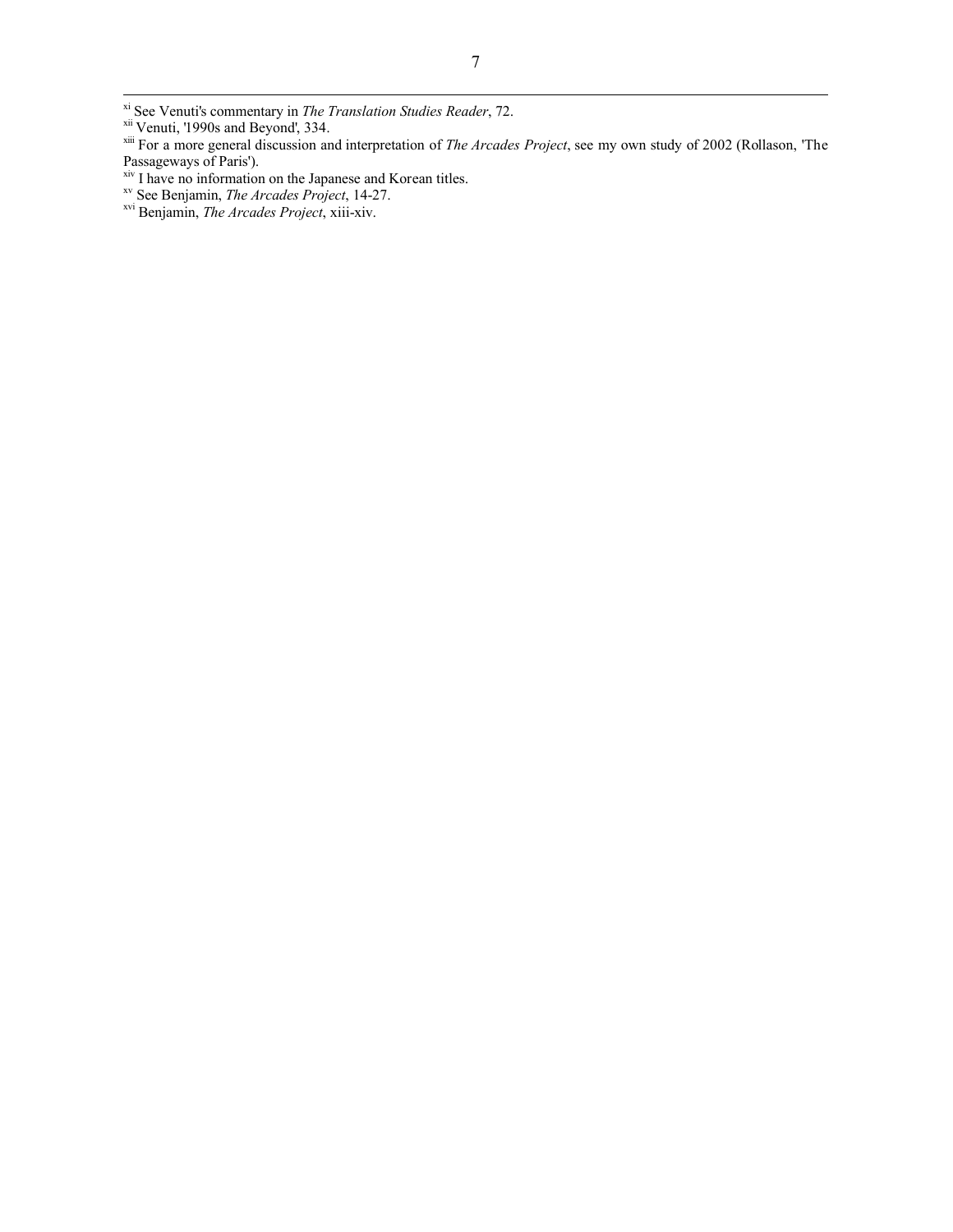[xi] See Venuti's commentary in *The Translation Studies Reader*, 72.
[xii] Venuti, '1990s and Beyond', 334.
[xiii] For a more general discussion and interpretation of *The Arcades Project*, see my own study of 2002 (Rollason, 'The Passageways of Paris').
[xiv] I have no information on the Japanese and Korean titles.
[xv] See Benjamin, *The Arcades Project*, 14-27.
[xvi] Benjamin, *The Arcades Project*, xiii-xiv.